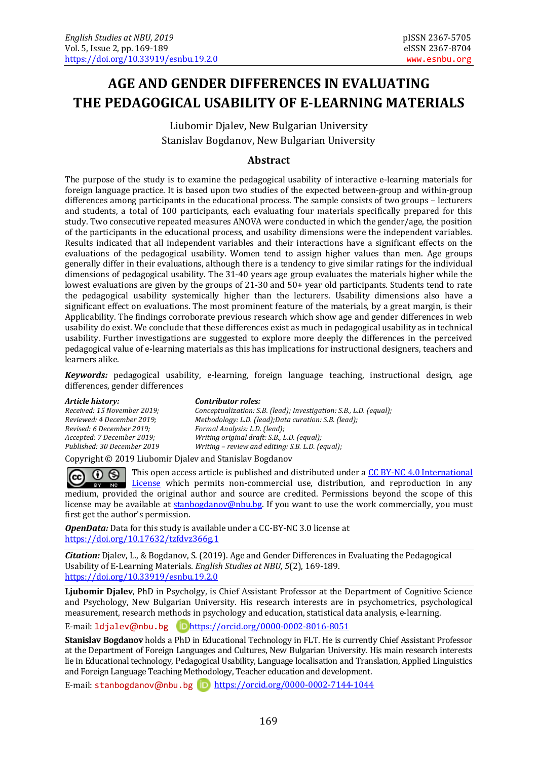# AGE AND GENDER DIFFERENCES IN EVALUATING THE PEDAGOGICAL USABILITY OF E-LEARNING MATERIALS

Liubomir Djalev, New Bulgarian University
Stanislav Bogdanov, New Bulgarian University

## Abstract

The purpose of the study is to examine the pedagogical usability of interactive e-learning materials for foreign language practice. It is based upon two studies of the expected between-group and within-group differences among participants in the educational process. The sample consists of two groups – lecturers and students, a total of 100 participants, each evaluating four materials specifically prepared for this study. Two consecutive repeated measures ANOVA were conducted in which the gender/age, the position of the participants in the educational process, and usability dimensions were the independent variables. Results indicated that all independent variables and their interactions have a significant effects on the evaluations of the pedagogical usability. Women tend to assign higher values than men. Age groups generally differ in their evaluations, although there is a tendency to give similar ratings for the individual dimensions of pedagogical usability. The 31-40 years age group evaluates the materials higher while the lowest evaluations are given by the groups of 21-30 and 50+ year old participants. Students tend to rate the pedagogical usability systemically higher than the lecturers. Usability dimensions also have a significant effect on evaluations. The most prominent feature of the materials, by a great margin, is their Applicability. The findings corroborate previous research which show age and gender differences in web usability do exist. We conclude that these differences exist as much in pedagogical usability as in technical usability. Further investigations are suggested to explore more deeply the differences in the perceived pedagogical value of e-learning materials as this has implications for instructional designers, teachers and learners alike.

***Keywords:*** pedagogical usability, e-learning, foreign language teaching, instructional design, age differences, gender differences

***Article history:***
*Received: 15 November 2019;*
*Reviewed: 4 December 2019;*
*Revised: 6 December 2019;*
*Accepted: 7 December 2019;*
*Published: 30 December 2019*

***Contributor roles:***
*Conceptualization: S.B. (lead); Investigation: S.B., L.D. (equal);*
*Methodology: L.D. (lead);Data curation: S.B. (lead);*
*Formal Analysis: L.D. (lead);*
*Writing original draft: S.B., L.D. (equal);*
*Writing – review and editing: S.B. L.D. (equal);*

Copyright © 2019 Liubomir Djalev and Stanislav Bogdanov

This open access article is published and distributed under a CC BY-NC 4.0 International License which permits non-commercial use, distribution, and reproduction in any medium, provided the original author and source are credited. Permissions beyond the scope of this license may be available at stanbogdanov@nbu.bg. If you want to use the work commercially, you must first get the author's permission.

***OpenData:*** Data for this study is available under a CC-BY-NC 3.0 license at https://doi.org/10.17632/tzfdvz366g.1

***Citation:*** Djalev, L., & Bogdanov, S. (2019). Age and Gender Differences in Evaluating the Pedagogical Usability of E-Learning Materials. *English Studies at NBU, 5*(2), 169-189. https://doi.org/10.33919/esnbu.19.2.0

**Ljubomir Djalev**, PhD in Psycholgy, is Chief Assistant Professor at the Department of Cognitive Science and Psychology, New Bulgarian University. His research interests are in psychometrics, psychological measurement, research methods in psychology and education, statistical data analysis, e-learning.

E-mail: ldjalev@nbu.bg https://orcid.org/0000-0002-8016-8051

**Stanislav Bogdanov** holds a PhD in Educational Technology in FLT. He is currently Chief Assistant Professor at the Department of Foreign Languages and Cultures, New Bulgarian University. His main research interests lie in Educational technology, Pedagogical Usability, Language localisation and Translation, Applied Linguistics and Foreign Language Teaching Methodology, Teacher education and development.

E-mail: stanbogdanov@nbu.bg https://orcid.org/0000-0002-7144-1044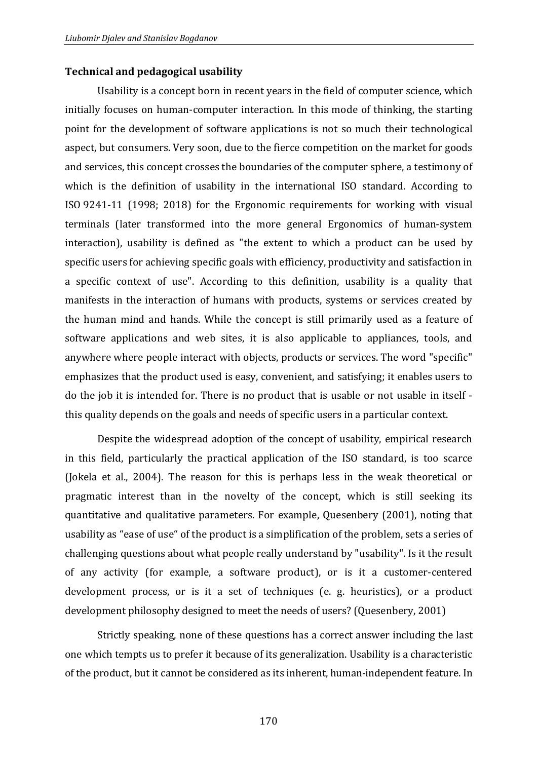## Technical and pedagogical usability

Usability is a concept born in recent years in the field of computer science, which initially focuses on human-computer interaction. In this mode of thinking, the starting point for the development of software applications is not so much their technological aspect, but consumers. Very soon, due to the fierce competition on the market for goods and services, this concept crosses the boundaries of the computer sphere, a testimony of which is the definition of usability in the international ISO standard. According to ISO 9241-11 (1998; 2018) for the Ergonomic requirements for working with visual terminals (later transformed into the more general Ergonomics of human-system interaction), usability is defined as "the extent to which a product can be used by specific users for achieving specific goals with efficiency, productivity and satisfaction in a specific context of use". According to this definition, usability is a quality that manifests in the interaction of humans with products, systems or services created by the human mind and hands. While the concept is still primarily used as a feature of software applications and web sites, it is also applicable to appliances, tools, and anywhere where people interact with objects, products or services. The word "specific" emphasizes that the product used is easy, convenient, and satisfying; it enables users to do the job it is intended for. There is no product that is usable or not usable in itself - this quality depends on the goals and needs of specific users in a particular context.

Despite the widespread adoption of the concept of usability, empirical research in this field, particularly the practical application of the ISO standard, is too scarce (Jokela et al., 2004). The reason for this is perhaps less in the weak theoretical or pragmatic interest than in the novelty of the concept, which is still seeking its quantitative and qualitative parameters. For example, Quesenbery (2001), noting that usability as "ease of use" of the product is a simplification of the problem, sets a series of challenging questions about what people really understand by "usability". Is it the result of any activity (for example, a software product), or is it a customer-centered development process, or is it a set of techniques (e. g. heuristics), or a product development philosophy designed to meet the needs of users? (Quesenbery, 2001)

Strictly speaking, none of these questions has a correct answer including the last one which tempts us to prefer it because of its generalization. Usability is a characteristic of the product, but it cannot be considered as its inherent, human-independent feature. In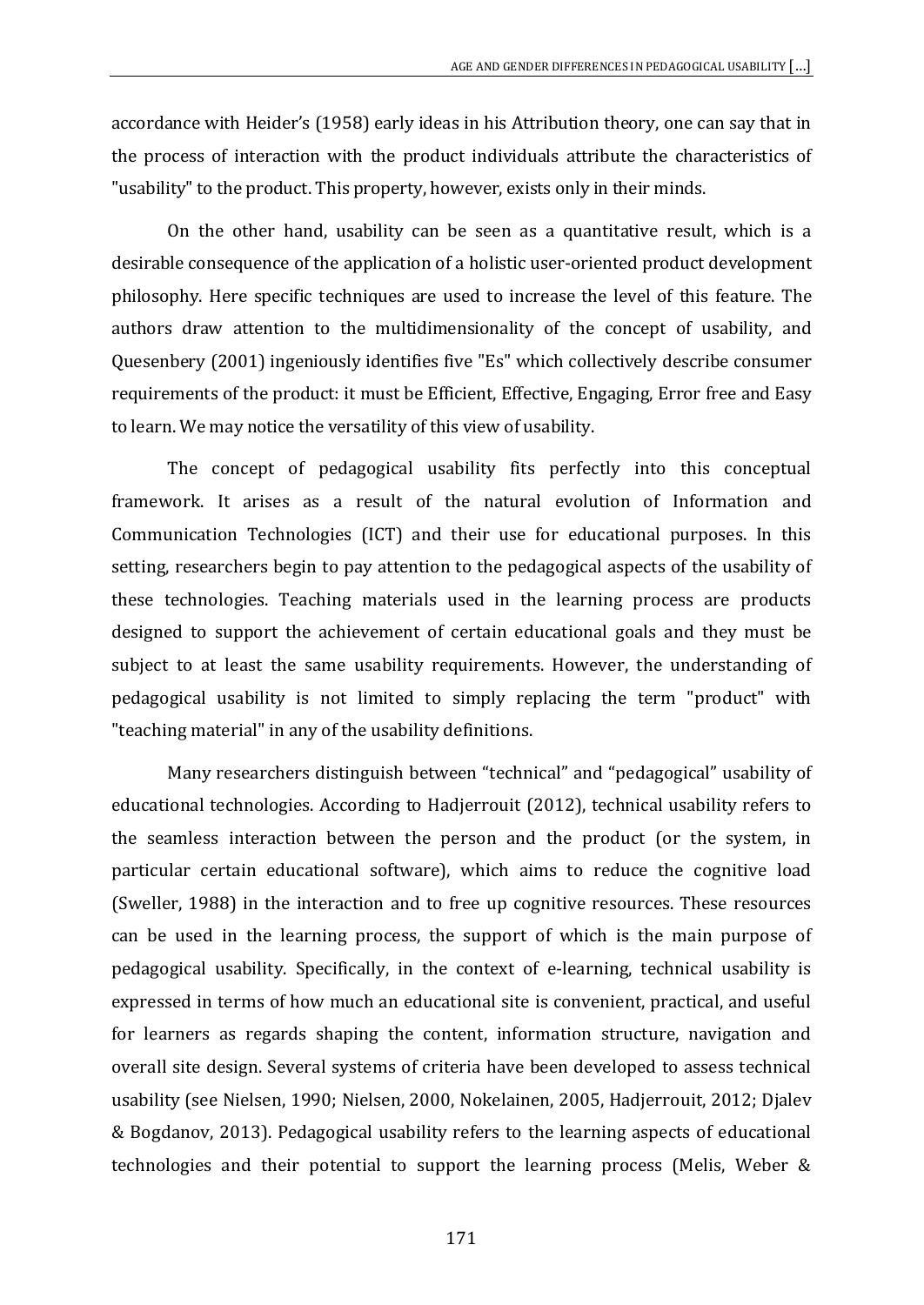accordance with Heider's (1958) early ideas in his Attribution theory, one can say that in the process of interaction with the product individuals attribute the characteristics of "usability" to the product. This property, however, exists only in their minds.

On the other hand, usability can be seen as a quantitative result, which is a desirable consequence of the application of a holistic user-oriented product development philosophy. Here specific techniques are used to increase the level of this feature. The authors draw attention to the multidimensionality of the concept of usability, and Quesenbery (2001) ingeniously identifies five "Es" which collectively describe consumer requirements of the product: it must be Efficient, Effective, Engaging, Error free and Easy to learn. We may notice the versatility of this view of usability.

The concept of pedagogical usability fits perfectly into this conceptual framework. It arises as a result of the natural evolution of Information and Communication Technologies (ICT) and their use for educational purposes. In this setting, researchers begin to pay attention to the pedagogical aspects of the usability of these technologies. Teaching materials used in the learning process are products designed to support the achievement of certain educational goals and they must be subject to at least the same usability requirements. However, the understanding of pedagogical usability is not limited to simply replacing the term "product" with "teaching material" in any of the usability definitions.

Many researchers distinguish between "technical" and "pedagogical" usability of educational technologies. According to Hadjerrouit (2012), technical usability refers to the seamless interaction between the person and the product (or the system, in particular certain educational software), which aims to reduce the cognitive load (Sweller, 1988) in the interaction and to free up cognitive resources. These resources can be used in the learning process, the support of which is the main purpose of pedagogical usability. Specifically, in the context of e-learning, technical usability is expressed in terms of how much an educational site is convenient, practical, and useful for learners as regards shaping the content, information structure, navigation and overall site design. Several systems of criteria have been developed to assess technical usability (see Nielsen, 1990; Nielsen, 2000, Nokelainen, 2005, Hadjerrouit, 2012; Djalev & Bogdanov, 2013). Pedagogical usability refers to the learning aspects of educational technologies and their potential to support the learning process (Melis, Weber &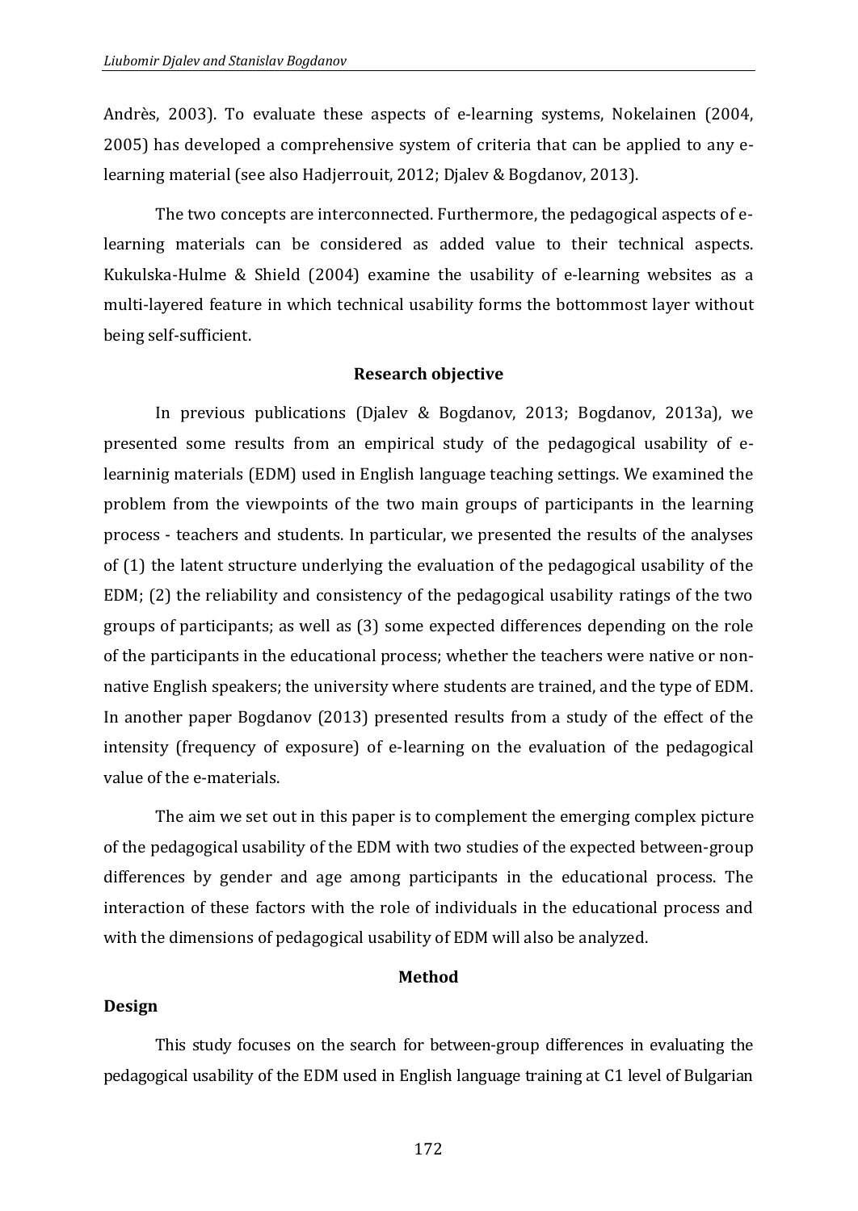Andrès, 2003). To evaluate these aspects of e-learning systems, Nokelainen (2004, 2005) has developed a comprehensive system of criteria that can be applied to any e-learning material (see also Hadjerrouit, 2012; Djalev & Bogdanov, 2013).

The two concepts are interconnected. Furthermore, the pedagogical aspects of e-learning materials can be considered as added value to their technical aspects. Kukulska-Hulme & Shield (2004) examine the usability of e-learning websites as a multi-layered feature in which technical usability forms the bottommost layer without being self-sufficient.

## Research objective

In previous publications (Djalev & Bogdanov, 2013; Bogdanov, 2013a), we presented some results from an empirical study of the pedagogical usability of e-learninig materials (EDM) used in English language teaching settings. We examined the problem from the viewpoints of the two main groups of participants in the learning process - teachers and students. In particular, we presented the results of the analyses of (1) the latent structure underlying the evaluation of the pedagogical usability of the EDM; (2) the reliability and consistency of the pedagogical usability ratings of the two groups of participants; as well as (3) some expected differences depending on the role of the participants in the educational process; whether the teachers were native or non-native English speakers; the university where students are trained, and the type of EDM. In another paper Bogdanov (2013) presented results from a study of the effect of the intensity (frequency of exposure) of e-learning on the evaluation of the pedagogical value of the e-materials.

The aim we set out in this paper is to complement the emerging complex picture of the pedagogical usability of the EDM with two studies of the expected between-group differences by gender and age among participants in the educational process. The interaction of these factors with the role of individuals in the educational process and with the dimensions of pedagogical usability of EDM will also be analyzed.

## Method

### Design

This study focuses on the search for between-group differences in evaluating the pedagogical usability of the EDM used in English language training at C1 level of Bulgarian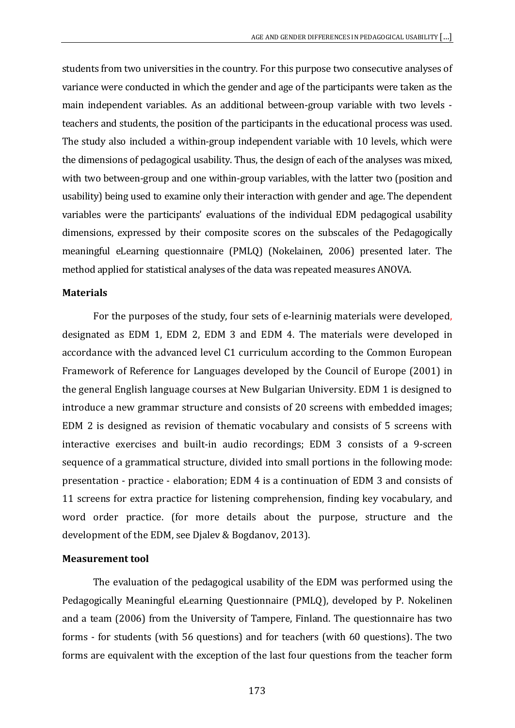students from two universities in the country. For this purpose two consecutive analyses of variance were conducted in which the gender and age of the participants were taken as the main independent variables. As an additional between-group variable with two levels - teachers and students, the position of the participants in the educational process was used. The study also included a within-group independent variable with 10 levels, which were the dimensions of pedagogical usability. Thus, the design of each of the analyses was mixed, with two between-group and one within-group variables, with the latter two (position and usability) being used to examine only their interaction with gender and age. The dependent variables were the participants' evaluations of the individual EDM pedagogical usability dimensions, expressed by their composite scores on the subscales of the Pedagogically meaningful eLearning questionnaire (PMLQ) (Nokelainen, 2006) presented later. The method applied for statistical analyses of the data was repeated measures ANOVA.

**Materials**

For the purposes of the study, four sets of e-learninig materials were developed, designated as EDM 1, EDM 2, EDM 3 and EDM 4. The materials were developed in accordance with the advanced level C1 curriculum according to the Common European Framework of Reference for Languages developed by the Council of Europe (2001) in the general English language courses at New Bulgarian University. EDM 1 is designed to introduce a new grammar structure and consists of 20 screens with embedded images; EDM 2 is designed as revision of thematic vocabulary and consists of 5 screens with interactive exercises and built-in audio recordings; EDM 3 consists of a 9-screen sequence of a grammatical structure, divided into small portions in the following mode: presentation - practice - elaboration; EDM 4 is a continuation of EDM 3 and consists of 11 screens for extra practice for listening comprehension, finding key vocabulary, and word order practice. (for more details about the purpose, structure and the development of the EDM, see Djalev & Bogdanov, 2013).

**Measurement tool**

The evaluation of the pedagogical usability of the EDM was performed using the Pedagogically Meaningful eLearning Questionnaire (PMLQ), developed by P. Nokelinen and a team (2006) from the University of Tampere, Finland. The questionnaire has two forms - for students (with 56 questions) and for teachers (with 60 questions). The two forms are equivalent with the exception of the last four questions from the teacher form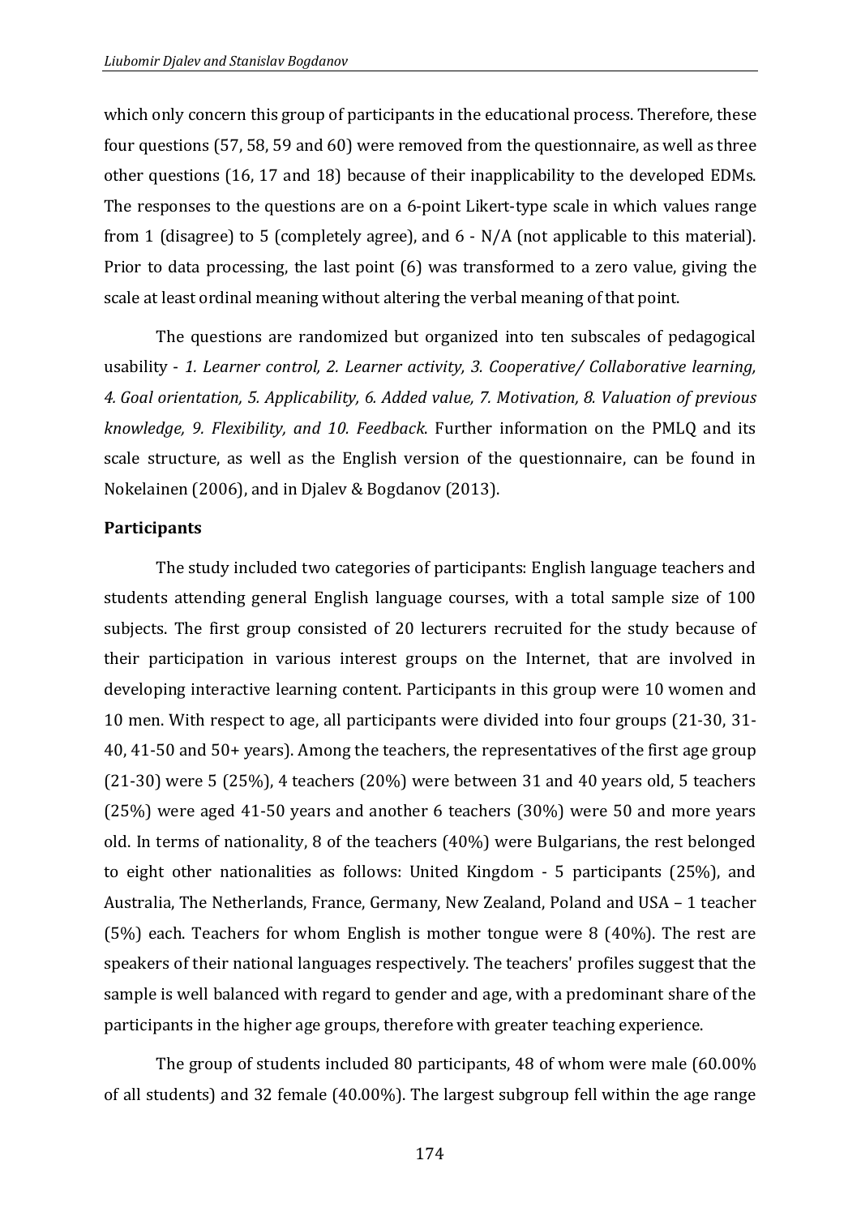which only concern this group of participants in the educational process. Therefore, these four questions (57, 58, 59 and 60) were removed from the questionnaire, as well as three other questions (16, 17 and 18) because of their inapplicability to the developed EDMs. The responses to the questions are on a 6-point Likert-type scale in which values range from 1 (disagree) to 5 (completely agree), and 6 - N/A (not applicable to this material). Prior to data processing, the last point (6) was transformed to a zero value, giving the scale at least ordinal meaning without altering the verbal meaning of that point.

The questions are randomized but organized into ten subscales of pedagogical usability - *1. Learner control, 2. Learner activity, 3. Cooperative/ Collaborative learning, 4. Goal orientation, 5. Applicability, 6. Added value, 7. Motivation, 8. Valuation of previous knowledge, 9. Flexibility, and 10. Feedback*. Further information on the PMLQ and its scale structure, as well as the English version of the questionnaire, can be found in Nokelainen (2006), and in Djalev & Bogdanov (2013).

**Participants**

The study included two categories of participants: English language teachers and students attending general English language courses, with a total sample size of 100 subjects. The first group consisted of 20 lecturers recruited for the study because of their participation in various interest groups on the Internet, that are involved in developing interactive learning content. Participants in this group were 10 women and 10 men. With respect to age, all participants were divided into four groups (21-30, 31-40, 41-50 and 50+ years). Among the teachers, the representatives of the first age group (21-30) were 5 (25%), 4 teachers (20%) were between 31 and 40 years old, 5 teachers (25%) were aged 41-50 years and another 6 teachers (30%) were 50 and more years old. In terms of nationality, 8 of the teachers (40%) were Bulgarians, the rest belonged to eight other nationalities as follows: United Kingdom - 5 participants (25%), and Australia, The Netherlands, France, Germany, New Zealand, Poland and USA – 1 teacher (5%) each. Teachers for whom English is mother tongue were 8 (40%). The rest are speakers of their national languages respectively. The teachers' profiles suggest that the sample is well balanced with regard to gender and age, with a predominant share of the participants in the higher age groups, therefore with greater teaching experience.

The group of students included 80 participants, 48 of whom were male (60.00% of all students) and 32 female (40.00%). The largest subgroup fell within the age range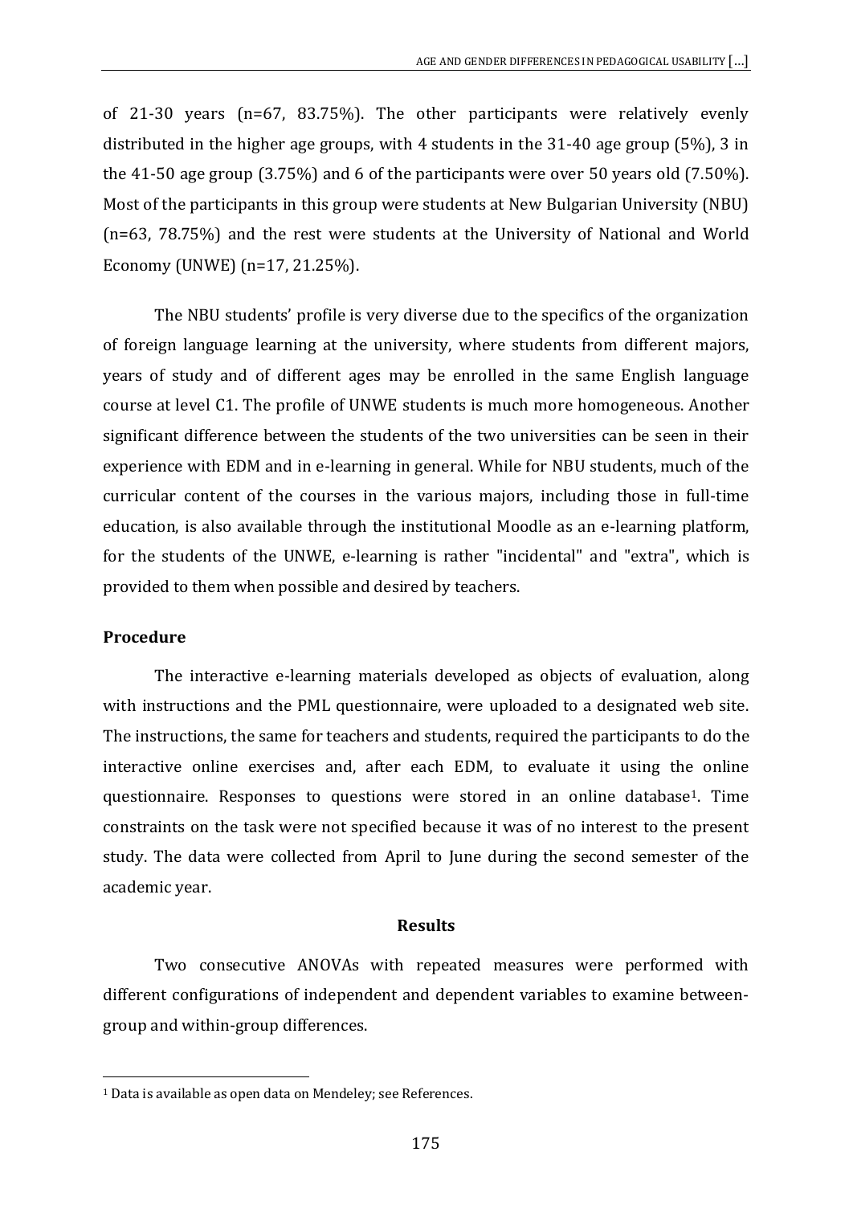of 21-30 years (n=67, 83.75%). The other participants were relatively evenly distributed in the higher age groups, with 4 students in the 31-40 age group (5%), 3 in the 41-50 age group (3.75%) and 6 of the participants were over 50 years old (7.50%). Most of the participants in this group were students at New Bulgarian University (NBU) (n=63, 78.75%) and the rest were students at the University of National and World Economy (UNWE) (n=17, 21.25%).

The NBU students' profile is very diverse due to the specifics of the organization of foreign language learning at the university, where students from different majors, years of study and of different ages may be enrolled in the same English language course at level C1. The profile of UNWE students is much more homogeneous. Another significant difference between the students of the two universities can be seen in their experience with EDM and in e-learning in general. While for NBU students, much of the curricular content of the courses in the various majors, including those in full-time education, is also available through the institutional Moodle as an e-learning platform, for the students of the UNWE, e-learning is rather "incidental" and "extra", which is provided to them when possible and desired by teachers.

**Procedure**

The interactive e-learning materials developed as objects of evaluation, along with instructions and the PML questionnaire, were uploaded to a designated web site. The instructions, the same for teachers and students, required the participants to do the interactive online exercises and, after each EDM, to evaluate it using the online questionnaire. Responses to questions were stored in an online database[1]. Time constraints on the task were not specified because it was of no interest to the present study. The data were collected from April to June during the second semester of the academic year.

## Results

Two consecutive ANOVAs with repeated measures were performed with different configurations of independent and dependent variables to examine between-group and within-group differences.

[1] Data is available as open data on Mendeley; see References.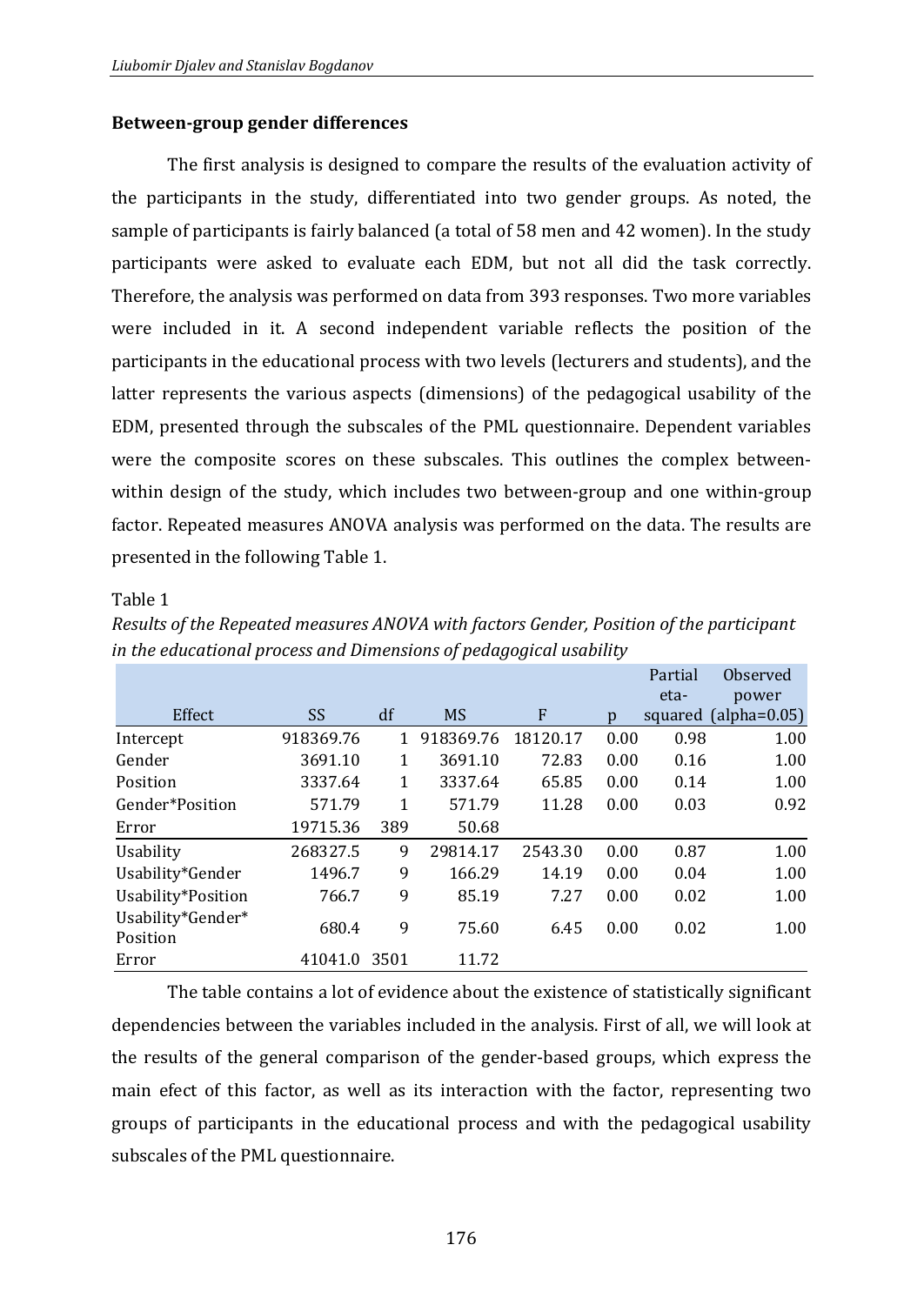### Between-group gender differences

The first analysis is designed to compare the results of the evaluation activity of the participants in the study, differentiated into two gender groups. As noted, the sample of participants is fairly balanced (a total of 58 men and 42 women). In the study participants were asked to evaluate each EDM, but not all did the task correctly. Therefore, the analysis was performed on data from 393 responses. Two more variables were included in it. A second independent variable reflects the position of the participants in the educational process with two levels (lecturers and students), and the latter represents the various aspects (dimensions) of the pedagogical usability of the EDM, presented through the subscales of the PML questionnaire. Dependent variables were the composite scores on these subscales. This outlines the complex between-within design of the study, which includes two between-group and one within-group factor. Repeated measures ANOVA analysis was performed on the data. The results are presented in the following Table 1.

Table 1

*Results of the Repeated measures ANOVA with factors Gender, Position of the participant in the educational process and Dimensions of pedagogical usability*

| Effect | SS | df | MS | F | p | Partial eta-squared | Observed power (alpha=0.05) |
|---|---|---|---|---|---|---|---|
| Intercept | 918369.76 | 1 | 918369.76 | 18120.17 | 0.00 | 0.98 | 1.00 |
| Gender | 3691.10 | 1 | 3691.10 | 72.83 | 0.00 | 0.16 | 1.00 |
| Position | 3337.64 | 1 | 3337.64 | 65.85 | 0.00 | 0.14 | 1.00 |
| Gender*Position | 571.79 | 1 | 571.79 | 11.28 | 0.00 | 0.03 | 0.92 |
| Error | 19715.36 | 389 | 50.68 | | | | |
| Usability | 268327.5 | 9 | 29814.17 | 2543.30 | 0.00 | 0.87 | 1.00 |
| Usability*Gender | 1496.7 | 9 | 166.29 | 14.19 | 0.00 | 0.04 | 1.00 |
| Usability*Position | 766.7 | 9 | 85.19 | 7.27 | 0.00 | 0.02 | 1.00 |
| Usability*Gender*Position | 680.4 | 9 | 75.60 | 6.45 | 0.00 | 0.02 | 1.00 |
| Error | 41041.0 | 3501 | 11.72 | | | | |

The table contains a lot of evidence about the existence of statistically significant dependencies between the variables included in the analysis. First of all, we will look at the results of the general comparison of the gender-based groups, which express the main efect of this factor, as well as its interaction with the factor, representing two groups of participants in the educational process and with the pedagogical usability subscales of the PML questionnaire.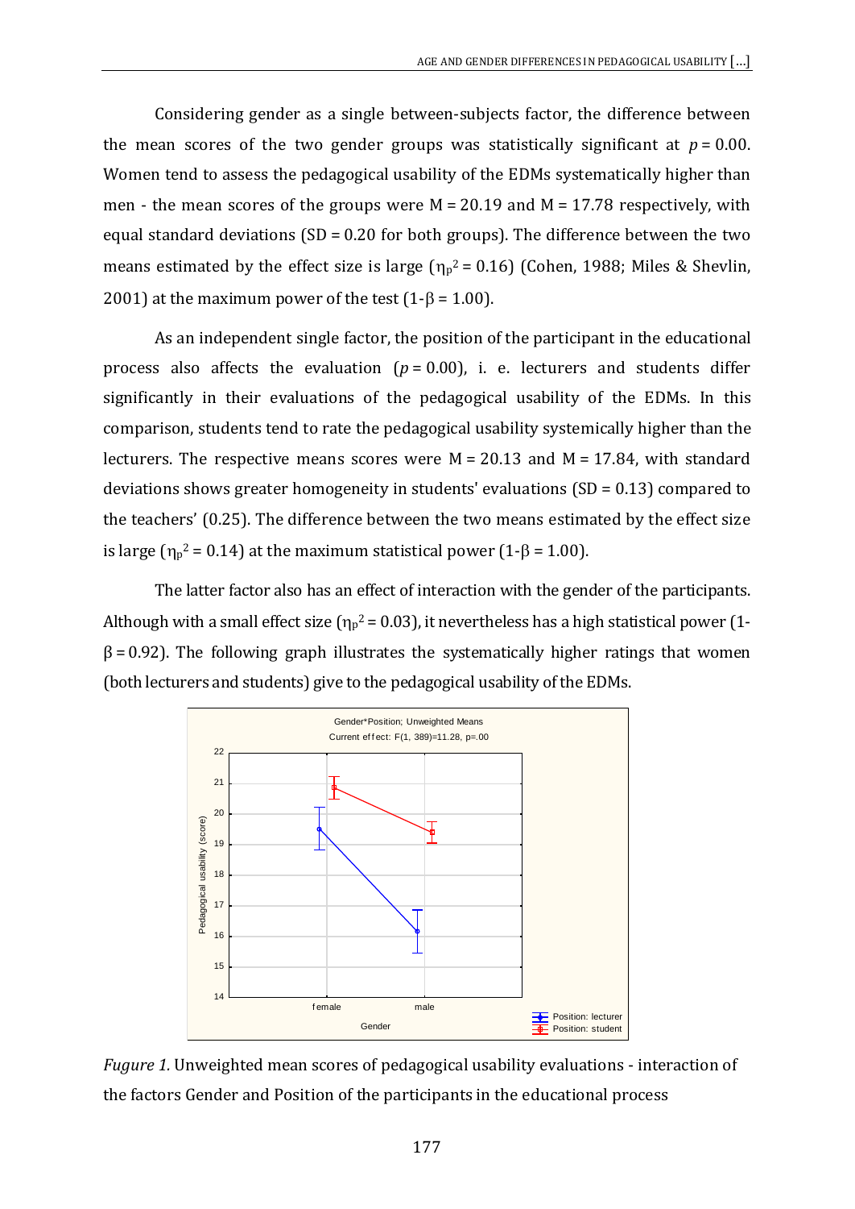Considering gender as a single between-subjects factor, the difference between the mean scores of the two gender groups was statistically significant at $p = 0.00$. Women tend to assess the pedagogical usability of the EDMs systematically higher than men - the mean scores of the groups were M = 20.19 and M = 17.78 respectively, with equal standard deviations (SD = 0.20 for both groups). The difference between the two means estimated by the effect size is large ($\eta_p^2 = 0.16$) (Cohen, 1988; Miles & Shevlin, 2001) at the maximum power of the test ($1\text{-}\beta = 1.00$).

As an independent single factor, the position of the participant in the educational process also affects the evaluation ($p = 0.00$), i. e. lecturers and students differ significantly in their evaluations of the pedagogical usability of the EDMs. In this comparison, students tend to rate the pedagogical usability systemically higher than the lecturers. The respective means scores were M = 20.13 and M = 17.84, with standard deviations shows greater homogeneity in students' evaluations (SD = 0.13) compared to the teachers' (0.25). The difference between the two means estimated by the effect size is large ($\eta_p^2 = 0.14$) at the maximum statistical power ($1\text{-}\beta = 1.00$).

The latter factor also has an effect of interaction with the gender of the participants. Although with a small effect size ($\eta_p^2 = 0.03$), it nevertheless has a high statistical power ($1\text{-}\beta = 0.92$). The following graph illustrates the systematically higher ratings that women (both lecturers and students) give to the pedagogical usability of the EDMs.

*Fugure 1.* Unweighted mean scores of pedagogical usability evaluations - interaction of the factors Gender and Position of the participants in the educational process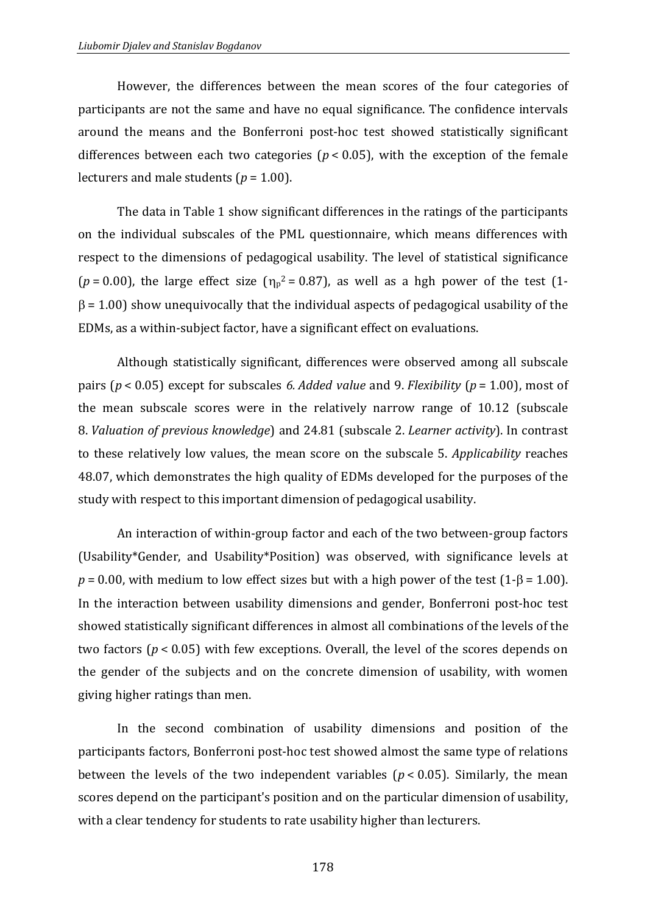However, the differences between the mean scores of the four categories of participants are not the same and have no equal significance. The confidence intervals around the means and the Bonferroni post-hoc test showed statistically significant differences between each two categories ($p < 0.05$), with the exception of the female lecturers and male students ($p = 1.00$).

The data in Table 1 show significant differences in the ratings of the participants on the individual subscales of the PML questionnaire, which means differences with respect to the dimensions of pedagogical usability. The level of statistical significance ($p = 0.00$), the large effect size ($\eta_p^2 = 0.87$), as well as a hgh power of the test ($1-\beta = 1.00$) show unequivocally that the individual aspects of pedagogical usability of the EDMs, as a within-subject factor, have a significant effect on evaluations.

Although statistically significant, differences were observed among all subscale pairs ($p < 0.05$) except for subscales *6. Added value* and 9. *Flexibility* ($p = 1.00$), most of the mean subscale scores were in the relatively narrow range of 10.12 (subscale 8. *Valuation of previous knowledge*) and 24.81 (subscale 2. *Learner activity*). In contrast to these relatively low values, the mean score on the subscale 5. *Applicability* reaches 48.07, which demonstrates the high quality of EDMs developed for the purposes of the study with respect to this important dimension of pedagogical usability.

An interaction of within-group factor and each of the two between-group factors (Usability*Gender, and Usability*Position) was observed, with significance levels at $p = 0.00$, with medium to low effect sizes but with a high power of the test ($1-\beta = 1.00$). In the interaction between usability dimensions and gender, Bonferroni post-hoc test showed statistically significant differences in almost all combinations of the levels of the two factors ($p < 0.05$) with few exceptions. Overall, the level of the scores depends on the gender of the subjects and on the concrete dimension of usability, with women giving higher ratings than men.

In the second combination of usability dimensions and position of the participants factors, Bonferroni post-hoc test showed almost the same type of relations between the levels of the two independent variables ($p < 0.05$). Similarly, the mean scores depend on the participant's position and on the particular dimension of usability, with a clear tendency for students to rate usability higher than lecturers.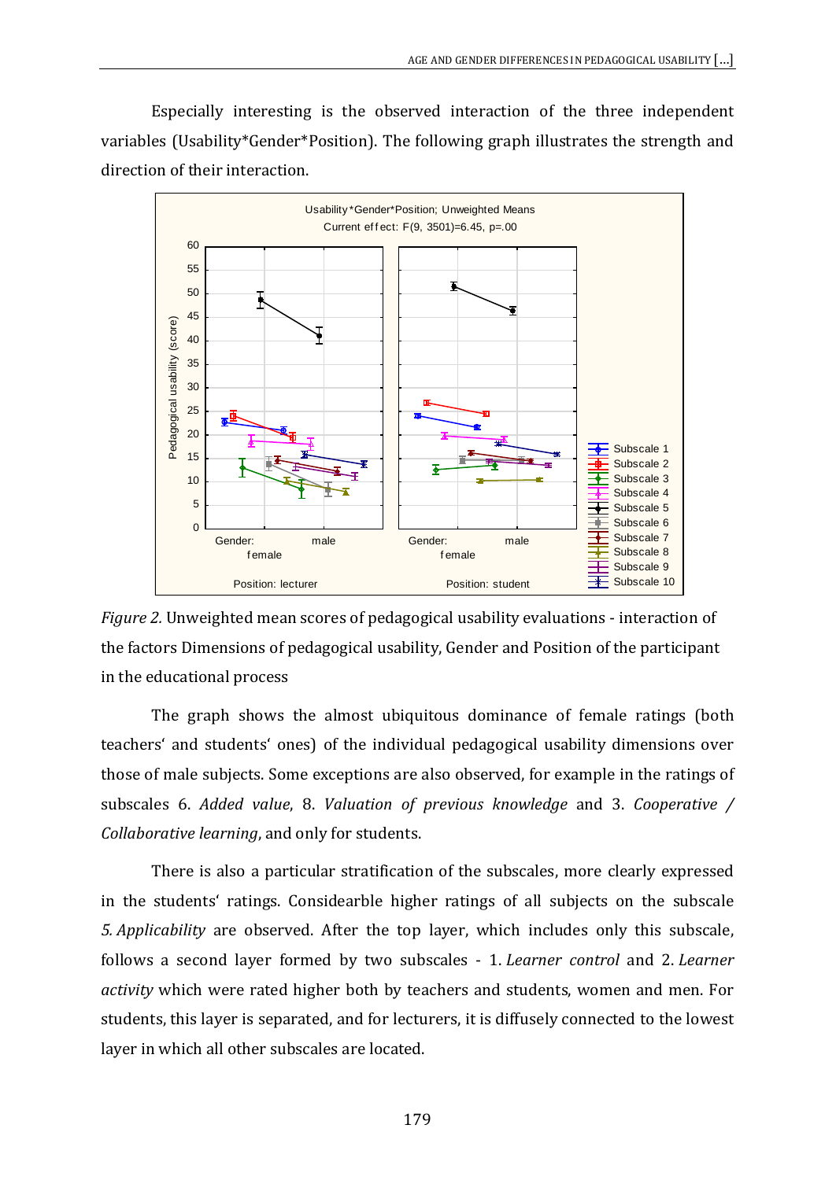Especially interesting is the observed interaction of the three independent variables (Usability*Gender*Position). The following graph illustrates the strength and direction of their interaction.

*Figure 2.* Unweighted mean scores of pedagogical usability evaluations - interaction of the factors Dimensions of pedagogical usability, Gender and Position of the participant in the educational process

The graph shows the almost ubiquitous dominance of female ratings (both teachers' and students' ones) of the individual pedagogical usability dimensions over those of male subjects. Some exceptions are also observed, for example in the ratings of subscales 6. *Added value*, 8. *Valuation of previous knowledge* and 3. *Cooperative / Collaborative learning*, and only for students.

There is also a particular stratification of the subscales, more clearly expressed in the students' ratings. Considearble higher ratings of all subjects on the subscale *5. Applicability* are observed. After the top layer, which includes only this subscale, follows a second layer formed by two subscales - 1. *Learner control* and 2. *Learner activity* which were rated higher both by teachers and students, women and men. For students, this layer is separated, and for lecturers, it is diffusely connected to the lowest layer in which all other subscales are located.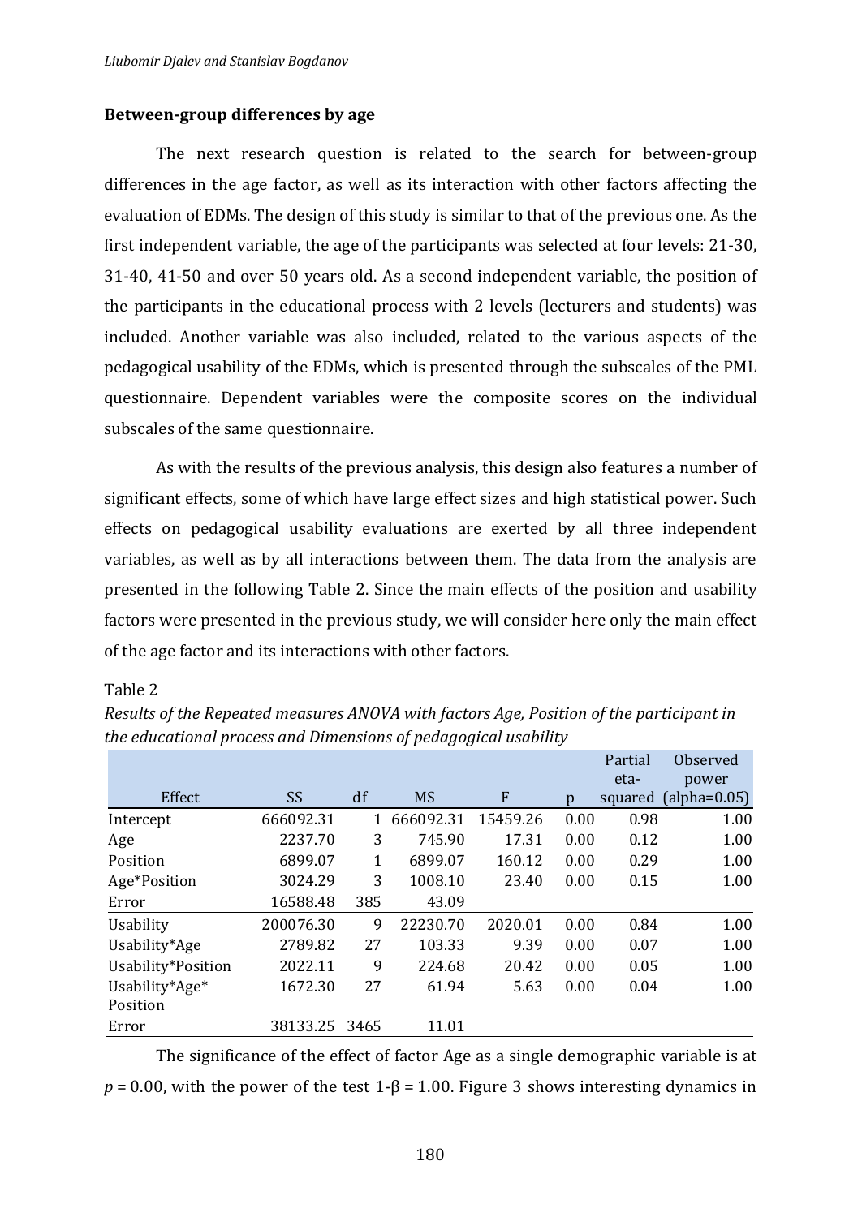**Between-group differences by age**

The next research question is related to the search for between-group differences in the age factor, as well as its interaction with other factors affecting the evaluation of EDMs. The design of this study is similar to that of the previous one. As the first independent variable, the age of the participants was selected at four levels: 21-30, 31-40, 41-50 and over 50 years old. As a second independent variable, the position of the participants in the educational process with 2 levels (lecturers and students) was included. Another variable was also included, related to the various aspects of the pedagogical usability of the EDMs, which is presented through the subscales of the PML questionnaire. Dependent variables were the composite scores on the individual subscales of the same questionnaire.

As with the results of the previous analysis, this design also features a number of significant effects, some of which have large effect sizes and high statistical power. Such effects on pedagogical usability evaluations are exerted by all three independent variables, as well as by all interactions between them. The data from the analysis are presented in the following Table 2. Since the main effects of the position and usability factors were presented in the previous study, we will consider here only the main effect of the age factor and its interactions with other factors.

Table 2

*Results of the Repeated measures ANOVA with factors Age, Position of the participant in the educational process and Dimensions of pedagogical usability*

| Effect | SS | df | MS | F | p | Partial eta-squared | Observed power (alpha=0.05) |
|---|---|---|---|---|---|---|---|
| Intercept | 666092.31 | 1 | 666092.31 | 15459.26 | 0.00 | 0.98 | 1.00 |
| Age | 2237.70 | 3 | 745.90 | 17.31 | 0.00 | 0.12 | 1.00 |
| Position | 6899.07 | 1 | 6899.07 | 160.12 | 0.00 | 0.29 | 1.00 |
| Age*Position | 3024.29 | 3 | 1008.10 | 23.40 | 0.00 | 0.15 | 1.00 |
| Error | 16588.48 | 385 | 43.09 | | | | |
| Usability | 200076.30 | 9 | 22230.70 | 2020.01 | 0.00 | 0.84 | 1.00 |
| Usability*Age | 2789.82 | 27 | 103.33 | 9.39 | 0.00 | 0.07 | 1.00 |
| Usability*Position | 2022.11 | 9 | 224.68 | 20.42 | 0.00 | 0.05 | 1.00 |
| Usability*Age*Position | 1672.30 | 27 | 61.94 | 5.63 | 0.00 | 0.04 | 1.00 |
| Error | 38133.25 | 3465 | 11.01 | | | | |

The significance of the effect of factor Age as a single demographic variable is at $p = 0.00$, with the power of the test $1\text{-}\beta = 1.00$. Figure 3 shows interesting dynamics in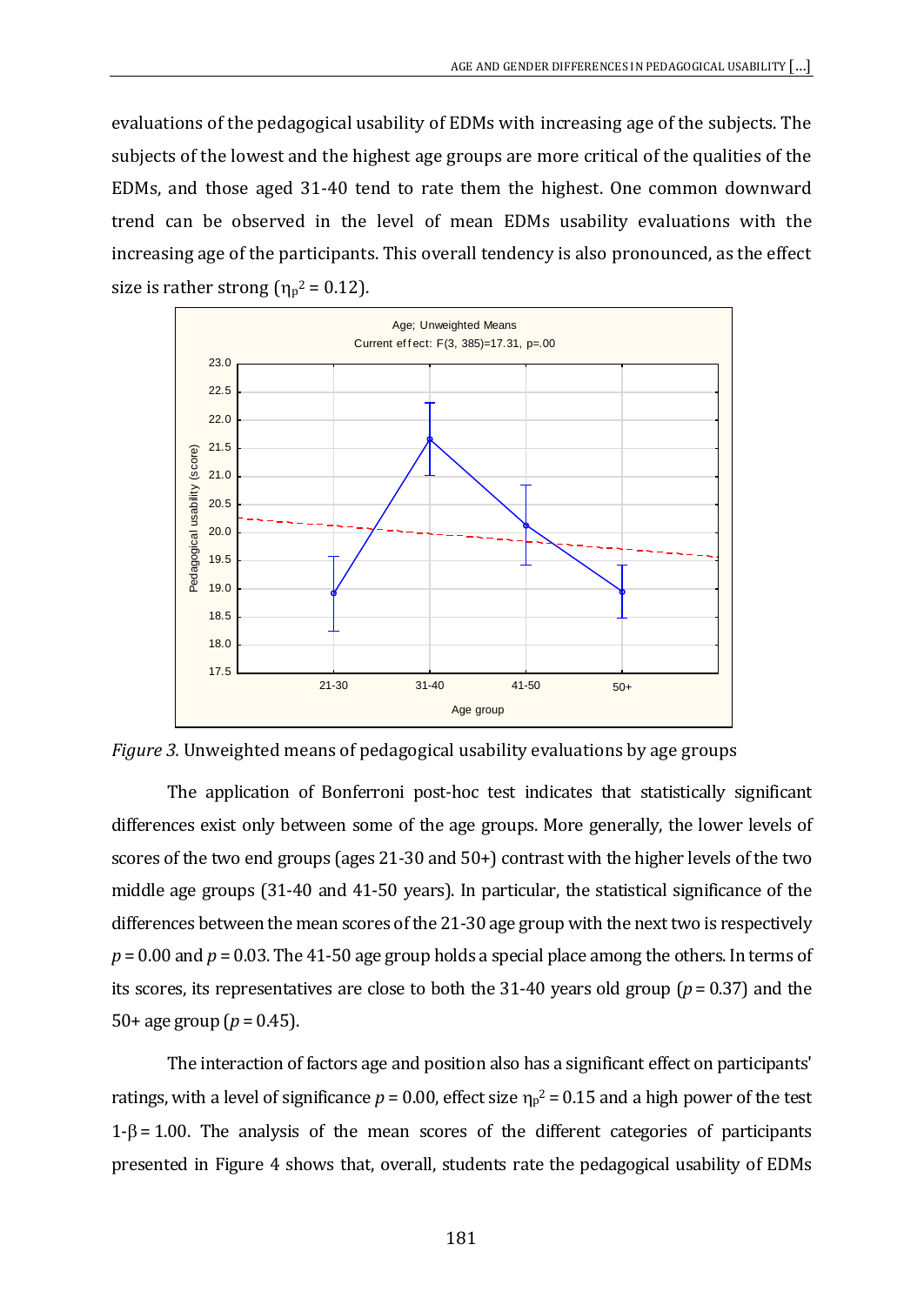evaluations of the pedagogical usability of EDMs with increasing age of the subjects. The subjects of the lowest and the highest age groups are more critical of the qualities of the EDMs, and those aged 31-40 tend to rate them the highest. One common downward trend can be observed in the level of mean EDMs usability evaluations with the increasing age of the participants. This overall tendency is also pronounced, as the effect size is rather strong ($\eta_p^2 = 0.12$).

*Figure 3.* Unweighted means of pedagogical usability evaluations by age groups

The application of Bonferroni post-hoc test indicates that statistically significant differences exist only between some of the age groups. More generally, the lower levels of scores of the two end groups (ages 21-30 and 50+) contrast with the higher levels of the two middle age groups (31-40 and 41-50 years). In particular, the statistical significance of the differences between the mean scores of the 21-30 age group with the next two is respectively $p = 0.00$ and $p = 0.03$. The 41-50 age group holds a special place among the others. In terms of its scores, its representatives are close to both the 31-40 years old group ($p = 0.37$) and the 50+ age group ($p = 0.45$).

The interaction of factors age and position also has a significant effect on participants' ratings, with a level of significance $p = 0.00$, effect size $\eta_p^2 = 0.15$ and a high power of the test $1\text{-}\beta = 1.00$. The analysis of the mean scores of the different categories of participants presented in Figure 4 shows that, overall, students rate the pedagogical usability of EDMs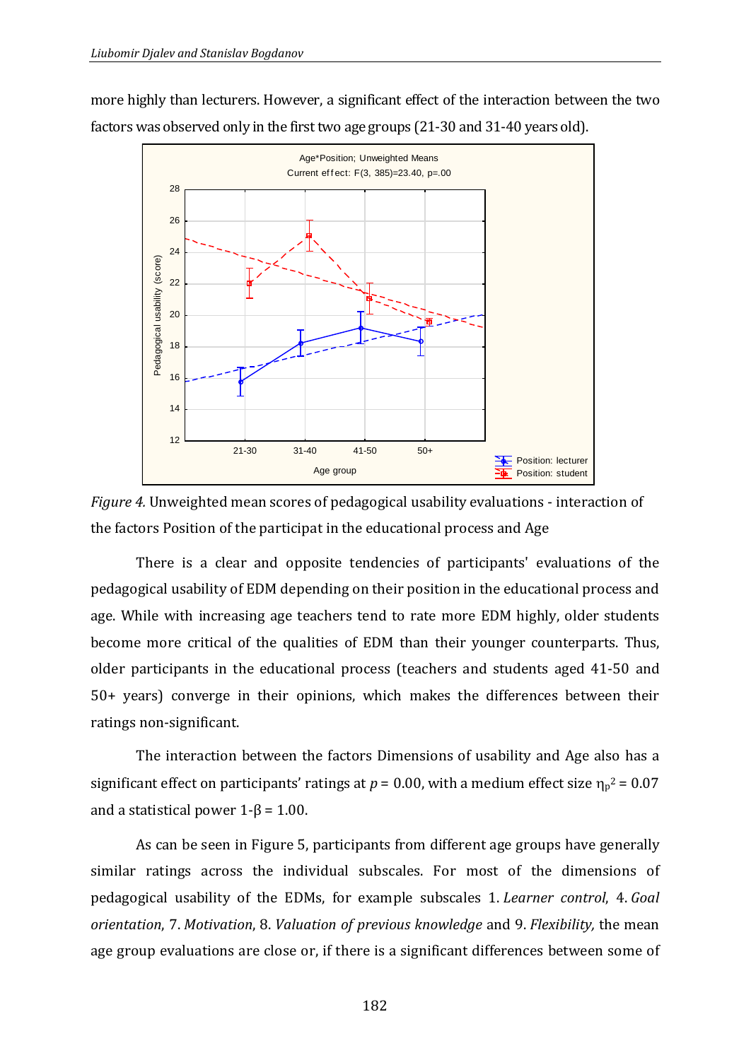more highly than lecturers. However, a significant effect of the interaction between the two factors was observed only in the first two age groups (21-30 and 31-40 years old).

*Figure 4.* Unweighted mean scores of pedagogical usability evaluations - interaction of the factors Position of the participat in the educational process and Age

There is a clear and opposite tendencies of participants' evaluations of the pedagogical usability of EDM depending on their position in the educational process and age. While with increasing age teachers tend to rate more EDM highly, older students become more critical of the qualities of EDM than their younger counterparts. Thus, older participants in the educational process (teachers and students aged 41-50 and 50+ years) converge in their opinions, which makes the differences between their ratings non-significant.

The interaction between the factors Dimensions of usability and Age also has a significant effect on participants' ratings at $p = 0.00$, with a medium effect size $\eta_p^2 = 0.07$ and a statistical power $1\text{-}\beta = 1.00$.

As can be seen in Figure 5, participants from different age groups have generally similar ratings across the individual subscales. For most of the dimensions of pedagogical usability of the EDMs, for example subscales 1. *Learner control*, 4. *Goal orientation*, 7. *Motivation*, 8. *Valuation of previous knowledge* and 9. *Flexibility,* the mean age group evaluations are close or, if there is a significant differences between some of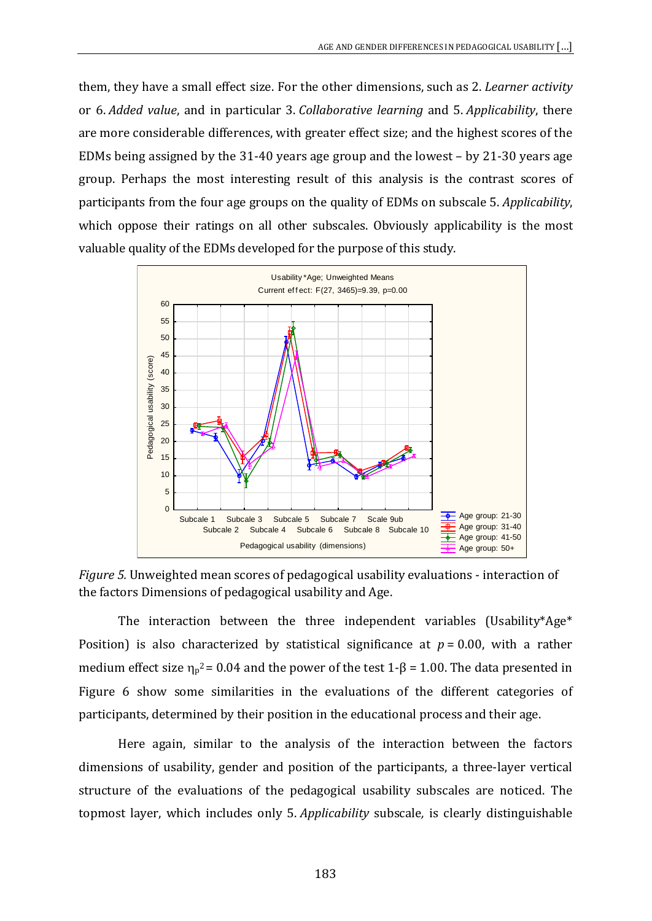them, they have a small effect size. For the other dimensions, such as 2. *Learner activity* or 6. *Added value*, and in particular 3. *Collaborative learning* and 5. *Applicability*, there are more considerable differences, with greater effect size; and the highest scores of the EDMs being assigned by the 31-40 years age group and the lowest – by 21-30 years age group. Perhaps the most interesting result of this analysis is the contrast scores of participants from the four age groups on the quality of EDMs on subscale 5. *Applicability*, which oppose their ratings on all other subscales. Obviously applicability is the most valuable quality of the EDMs developed for the purpose of this study.

*Figure 5.* Unweighted mean scores of pedagogical usability evaluations - interaction of the factors Dimensions of pedagogical usability and Age.

The interaction between the three independent variables (Usability\*Age\* Position) is also characterized by statistical significance at $p = 0.00$, with a rather medium effect size $\eta_p^2 = 0.04$ and the power of the test $1\text{-}\beta = 1.00$. The data presented in Figure 6 show some similarities in the evaluations of the different categories of participants, determined by their position in the educational process and their age.

Here again, similar to the analysis of the interaction between the factors dimensions of usability, gender and position of the participants, a three-layer vertical structure of the evaluations of the pedagogical usability subscales are noticed. The topmost layer, which includes only 5. *Applicability* subscale, is clearly distinguishable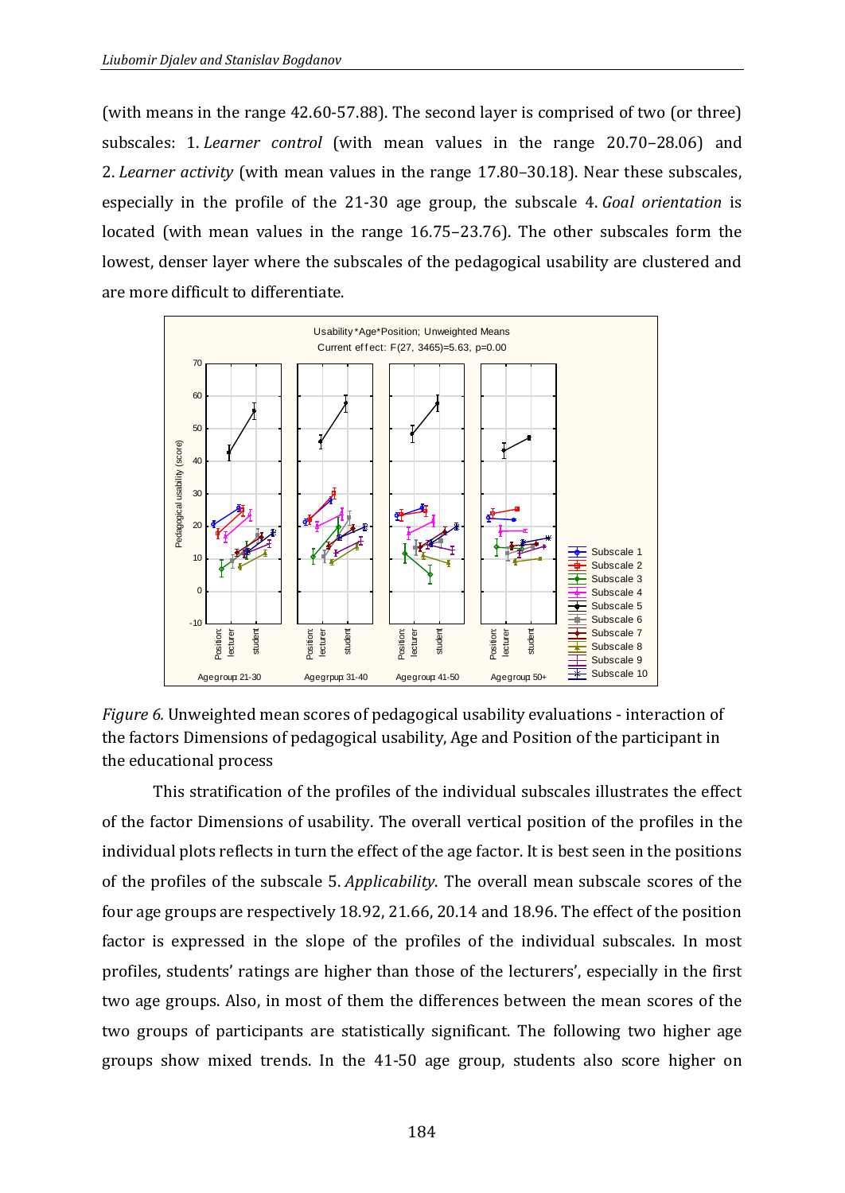(with means in the range 42.60-57.88). The second layer is comprised of two (or three) subscales: 1. *Learner control* (with mean values in the range 20.70–28.06) and 2. *Learner activity* (with mean values in the range 17.80–30.18). Near these subscales, especially in the profile of the 21-30 age group, the subscale 4. *Goal orientation* is located (with mean values in the range 16.75–23.76). The other subscales form the lowest, denser layer where the subscales of the pedagogical usability are clustered and are more difficult to differentiate.

*Figure 6.* Unweighted mean scores of pedagogical usability evaluations - interaction of the factors Dimensions of pedagogical usability, Age and Position of the participant in the educational process

This stratification of the profiles of the individual subscales illustrates the effect of the factor Dimensions of usability. The overall vertical position of the profiles in the individual plots reflects in turn the effect of the age factor. It is best seen in the positions of the profiles of the subscale 5. *Applicability*. The overall mean subscale scores of the four age groups are respectively 18.92, 21.66, 20.14 and 18.96. The effect of the position factor is expressed in the slope of the profiles of the individual subscales. In most profiles, students' ratings are higher than those of the lecturers', especially in the first two age groups. Also, in most of them the differences between the mean scores of the two groups of participants are statistically significant. The following two higher age groups show mixed trends. In the 41-50 age group, students also score higher on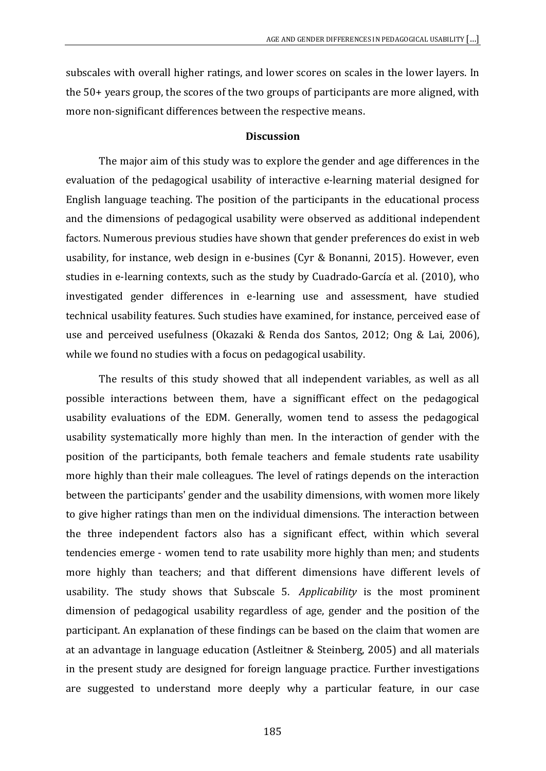subscales with overall higher ratings, and lower scores on scales in the lower layers. In the 50+ years group, the scores of the two groups of participants are more aligned, with more non-significant differences between the respective means.

## Discussion

The major aim of this study was to explore the gender and age differences in the evaluation of the pedagogical usability of interactive e-learning material designed for English language teaching. The position of the participants in the educational process and the dimensions of pedagogical usability were observed as additional independent factors. Numerous previous studies have shown that gender preferences do exist in web usability, for instance, web design in e-busines (Cyr & Bonanni, 2015). However, even studies in e-learning contexts, such as the study by Cuadrado-García et al. (2010), who investigated gender differences in e-learning use and assessment, have studied technical usability features. Such studies have examined, for instance, perceived ease of use and perceived usefulness (Okazaki & Renda dos Santos, 2012; Ong & Lai, 2006), while we found no studies with a focus on pedagogical usability.

The results of this study showed that all independent variables, as well as all possible interactions between them, have a signifficant effect on the pedagogical usability evaluations of the EDM. Generally, women tend to assess the pedagogical usability systematically more highly than men. In the interaction of gender with the position of the participants, both female teachers and female students rate usability more highly than their male colleagues. The level of ratings depends on the interaction between the participants' gender and the usability dimensions, with women more likely to give higher ratings than men on the individual dimensions. The interaction between the three independent factors also has a significant effect, within which several tendencies emerge - women tend to rate usability more highly than men; and students more highly than teachers; and that different dimensions have different levels of usability. The study shows that Subscale 5. *Applicability* is the most prominent dimension of pedagogical usability regardless of age, gender and the position of the participant. An explanation of these findings can be based on the claim that women are at an advantage in language education (Astleitner & Steinberg, 2005) and all materials in the present study are designed for foreign language practice. Further investigations are suggested to understand more deeply why a particular feature, in our case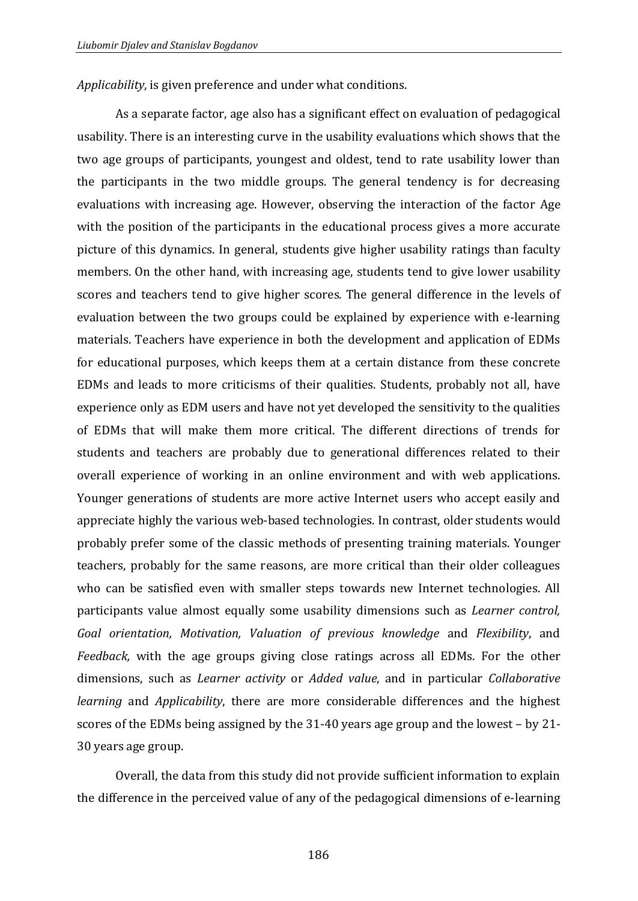*Applicability*, is given preference and under what conditions.

As a separate factor, age also has a significant effect on evaluation of pedagogical usability. There is an interesting curve in the usability evaluations which shows that the two age groups of participants, youngest and oldest, tend to rate usability lower than the participants in the two middle groups. The general tendency is for decreasing evaluations with increasing age. However, observing the interaction of the factor Age with the position of the participants in the educational process gives a more accurate picture of this dynamics. In general, students give higher usability ratings than faculty members. On the other hand, with increasing age, students tend to give lower usability scores and teachers tend to give higher scores. The general difference in the levels of evaluation between the two groups could be explained by experience with e-learning materials. Teachers have experience in both the development and application of EDMs for educational purposes, which keeps them at a certain distance from these concrete EDMs and leads to more criticisms of their qualities. Students, probably not all, have experience only as EDM users and have not yet developed the sensitivity to the qualities of EDMs that will make them more critical. The different directions of trends for students and teachers are probably due to generational differences related to their overall experience of working in an online environment and with web applications. Younger generations of students are more active Internet users who accept easily and appreciate highly the various web-based technologies. In contrast, older students would probably prefer some of the classic methods of presenting training materials. Younger teachers, probably for the same reasons, are more critical than their older colleagues who can be satisfied even with smaller steps towards new Internet technologies. All participants value almost equally some usability dimensions such as *Learner control, Goal orientation, Motivation, Valuation of previous knowledge* and *Flexibility*, and *Feedback,* with the age groups giving close ratings across all EDMs. For the other dimensions, such as *Learner activity* or *Added value*, and in particular *Collaborative learning* and *Applicability*, there are more considerable differences and the highest scores of the EDMs being assigned by the 31-40 years age group and the lowest – by 21-30 years age group.

Overall, the data from this study did not provide sufficient information to explain the difference in the perceived value of any of the pedagogical dimensions of e-learning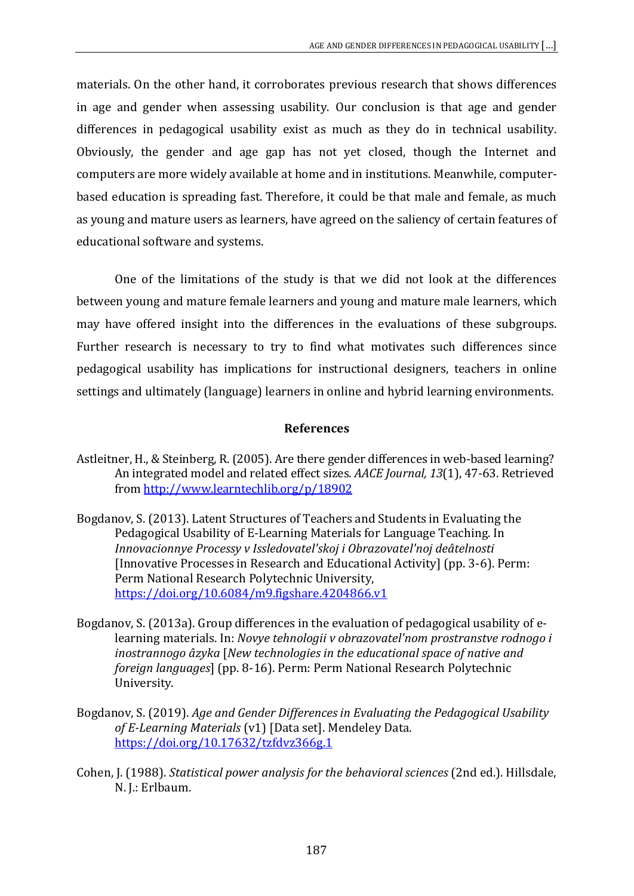materials. On the other hand, it corroborates previous research that shows differences in age and gender when assessing usability. Our conclusion is that age and gender differences in pedagogical usability exist as much as they do in technical usability. Obviously, the gender and age gap has not yet closed, though the Internet and computers are more widely available at home and in institutions. Meanwhile, computer-based education is spreading fast. Therefore, it could be that male and female, as much as young and mature users as learners, have agreed on the saliency of certain features of educational software and systems.

One of the limitations of the study is that we did not look at the differences between young and mature female learners and young and mature male learners, which may have offered insight into the differences in the evaluations of these subgroups. Further research is necessary to try to find what motivates such differences since pedagogical usability has implications for instructional designers, teachers in online settings and ultimately (language) learners in online and hybrid learning environments.

## References

Astleitner, H., & Steinberg, R. (2005). Are there gender differences in web-based learning? An integrated model and related effect sizes. *AACE Journal, 13*(1), 47-63. Retrieved from http://www.learntechlib.org/p/18902

Bogdanov, S. (2013). Latent Structures of Teachers and Students in Evaluating the Pedagogical Usability of E-Learning Materials for Language Teaching. In *Innovacionnye Processy v Issledovatel'skoj i Obrazovatel'noj deâtelnosti* [Innovative Processes in Research and Educational Activity] (pp. 3-6). Perm: Perm National Research Polytechnic University, https://doi.org/10.6084/m9.figshare.4204866.v1

Bogdanov, S. (2013a). Group differences in the evaluation of pedagogical usability of e-learning materials. In: *Novye tehnologii v obrazovatel'nom prostranstve rodnogo i inostrannogo âzyka* [*New technologies in the educational space of native and foreign languages*] (pp. 8-16). Perm: Perm National Research Polytechnic University.

Bogdanov, S. (2019). *Age and Gender Differences in Evaluating the Pedagogical Usability of E-Learning Materials* (v1) [Data set]. Mendeley Data. https://doi.org/10.17632/tzfdvz366g.1

Cohen, J. (1988). *Statistical power analysis for the behavioral sciences* (2nd ed.). Hillsdale, N. J.: Erlbaum.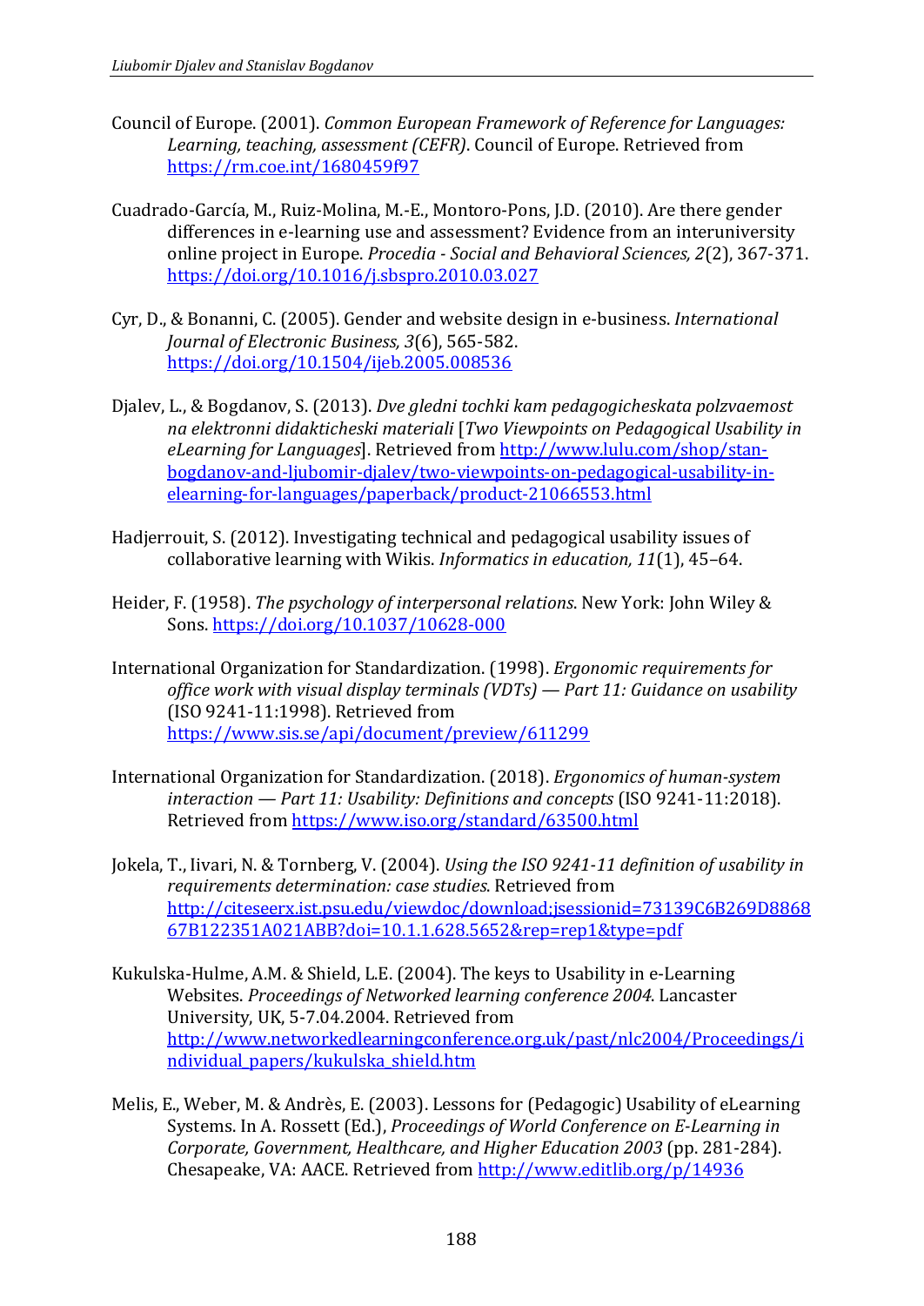Council of Europe. (2001). *Common European Framework of Reference for Languages: Learning, teaching, assessment (CEFR)*. Council of Europe. Retrieved from https://rm.coe.int/1680459f97

Cuadrado-García, M., Ruiz-Molina, M.-E., Montoro-Pons, J.D. (2010). Are there gender differences in e-learning use and assessment? Evidence from an interuniversity online project in Europe. *Procedia - Social and Behavioral Sciences, 2*(2), 367-371. https://doi.org/10.1016/j.sbspro.2010.03.027

Cyr, D., & Bonanni, C. (2005). Gender and website design in e-business. *International Journal of Electronic Business, 3*(6), 565-582. https://doi.org/10.1504/ijeb.2005.008536

Djalev, L., & Bogdanov, S. (2013). *Dve gledni tochki kam pedagogicheskata polzvaemost na elektronni didakticheski materiali* [*Two Viewpoints on Pedagogical Usability in eLearning for Languages*]. Retrieved from http://www.lulu.com/shop/stan-bogdanov-and-ljubomir-djalev/two-viewpoints-on-pedagogical-usability-in-elearning-for-languages/paperback/product-21066553.html

Hadjerrouit, S. (2012). Investigating technical and pedagogical usability issues of collaborative learning with Wikis. *Informatics in education, 11*(1), 45–64.

Heider, F. (1958). *The psychology of interpersonal relations*. New York: John Wiley & Sons. https://doi.org/10.1037/10628-000

International Organization for Standardization. (1998). *Ergonomic requirements for office work with visual display terminals (VDTs) — Part 11: Guidance on usability* (ISO 9241-11:1998). Retrieved from https://www.sis.se/api/document/preview/611299

International Organization for Standardization. (2018). *Ergonomics of human-system interaction — Part 11: Usability: Definitions and concepts* (ISO 9241-11:2018). Retrieved from https://www.iso.org/standard/63500.html

Jokela, T., Iivari, N. & Tornberg, V. (2004). *Using the ISO 9241-11 definition of usability in requirements determination: case studies*. Retrieved from http://citeseerx.ist.psu.edu/viewdoc/download;jsessionid=73139C6B269D886867B122351A021ABB?doi=10.1.1.628.5652&rep=rep1&type=pdf

Kukulska-Hulme, A.M. & Shield, L.E. (2004). The keys to Usability in e-Learning Websites. *Proceedings of Networked learning conference 2004*. Lancaster University, UK, 5-7.04.2004. Retrieved from http://www.networkedlearningconference.org.uk/past/nlc2004/Proceedings/individual_papers/kukulska_shield.htm

Melis, E., Weber, M. & Andrès, E. (2003). Lessons for (Pedagogic) Usability of eLearning Systems. In A. Rossett (Ed.), *Proceedings of World Conference on E-Learning in Corporate, Government, Healthcare, and Higher Education 2003* (pp. 281-284). Chesapeake, VA: AACE. Retrieved from http://www.editlib.org/p/14936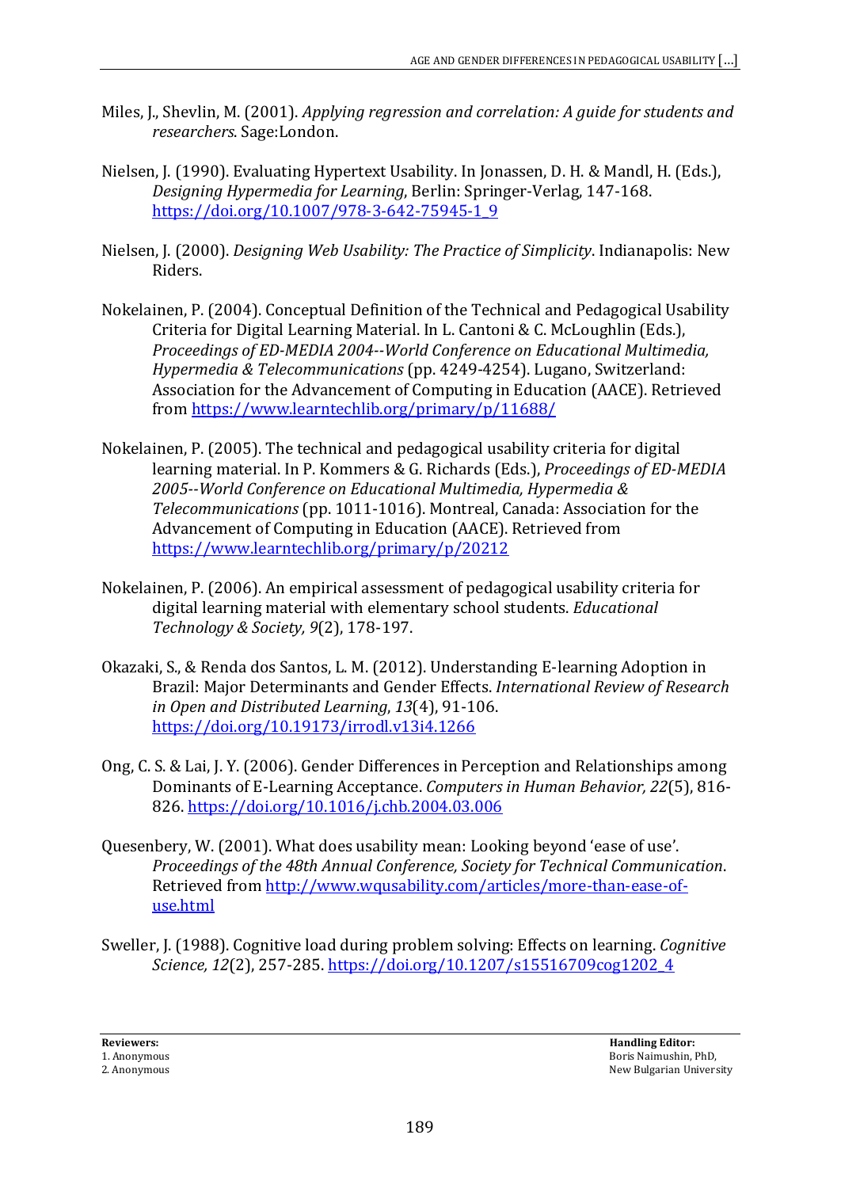Miles, J., Shevlin, M. (2001). *Applying regression and correlation: A guide for students and researchers*. Sage:London.

Nielsen, J. (1990). Evaluating Hypertext Usability. In Jonassen, D. H. & Mandl, H. (Eds.), *Designing Hypermedia for Learning*, Berlin: Springer-Verlag, 147-168. https://doi.org/10.1007/978-3-642-75945-1_9

Nielsen, J. (2000). *Designing Web Usability: The Practice of Simplicity*. Indianapolis: New Riders.

Nokelainen, P. (2004). Conceptual Definition of the Technical and Pedagogical Usability Criteria for Digital Learning Material. In L. Cantoni & C. McLoughlin (Eds.), *Proceedings of ED-MEDIA 2004--World Conference on Educational Multimedia, Hypermedia & Telecommunications* (pp. 4249-4254). Lugano, Switzerland: Association for the Advancement of Computing in Education (AACE). Retrieved from https://www.learntechlib.org/primary/p/11688/

Nokelainen, P. (2005). The technical and pedagogical usability criteria for digital learning material. In P. Kommers & G. Richards (Eds.), *Proceedings of ED-MEDIA 2005--World Conference on Educational Multimedia, Hypermedia & Telecommunications* (pp. 1011-1016). Montreal, Canada: Association for the Advancement of Computing in Education (AACE). Retrieved from https://www.learntechlib.org/primary/p/20212

Nokelainen, P. (2006). An empirical assessment of pedagogical usability criteria for digital learning material with elementary school students. *Educational Technology & Society, 9*(2), 178-197.

Okazaki, S., & Renda dos Santos, L. M. (2012). Understanding E-learning Adoption in Brazil: Major Determinants and Gender Effects. *International Review of Research in Open and Distributed Learning*, *13*(4), 91-106. https://doi.org/10.19173/irrodl.v13i4.1266

Ong, C. S. & Lai, J. Y. (2006). Gender Differences in Perception and Relationships among Dominants of E-Learning Acceptance. *Computers in Human Behavior, 22*(5), 816-826. https://doi.org/10.1016/j.chb.2004.03.006

Quesenbery, W. (2001). What does usability mean: Looking beyond 'ease of use'. *Proceedings of the 48th Annual Conference, Society for Technical Communication*. Retrieved from http://www.wqusability.com/articles/more-than-ease-of-use.html

Sweller, J. (1988). Cognitive load during problem solving: Effects on learning. *Cognitive Science, 12*(2), 257-285. https://doi.org/10.1207/s15516709cog1202_4

**Reviewers:**
1. Anonymous
2. Anonymous

**Handling Editor:**
Boris Naimushin, PhD,
New Bulgarian University